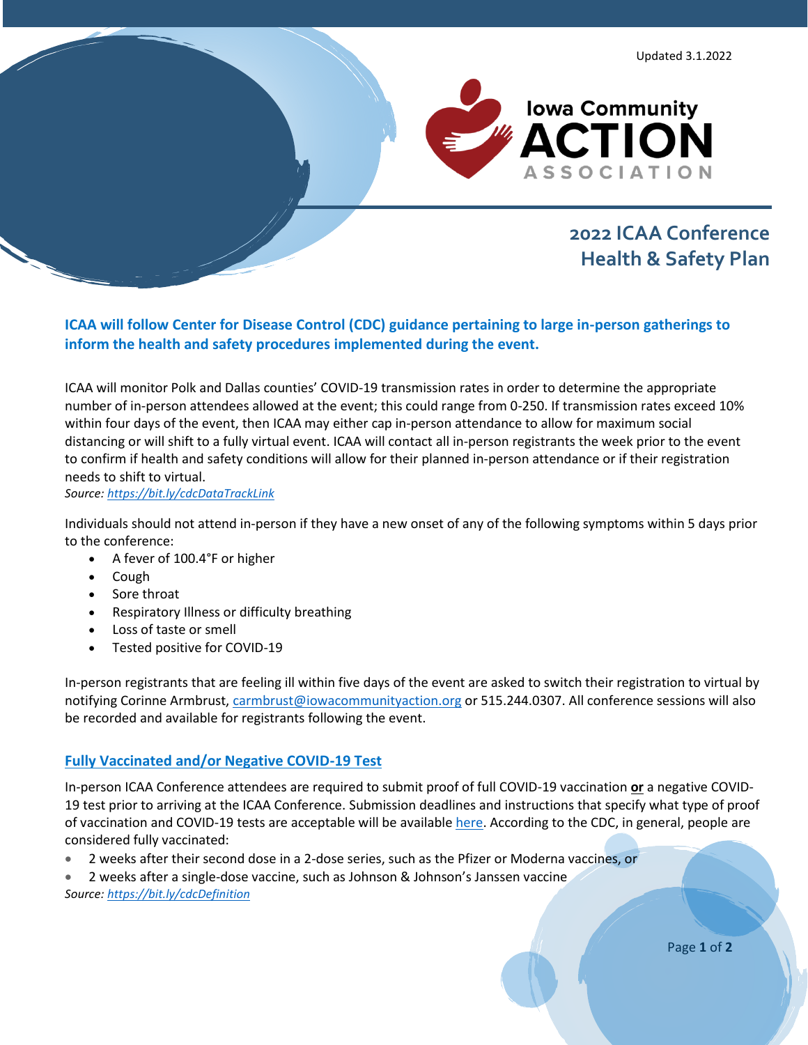Updated 3.1.2022

Iowa Community ACTION ASSOCIATION

# 2022 ICAA Conference Health & Safety Plan

**ICAA will follow Center for Disease Control (CDC) guidance pertaining to large in-person gatherings to inform the health and safety procedures implemented during the event.**

ICAA will monitor Polk and Dallas counties' COVID-19 transmission rates in order to determine the appropriate number of in-person attendees allowed at the event; this could range from 0-250. If transmission rates exceed 10% within four days of the event, then ICAA may either cap in-person attendance to allow for maximum social distancing or will shift to a fully virtual event. ICAA will contact all in-person registrants the week prior to the event to confirm if health and safety conditions will allow for their planned in-person attendance or if their registration needs to shift to virtual.
*Source: [https://bit.ly/cdcDataTrackLink](https://bit.ly/cdcDataTrackLink)*

Individuals should not attend in-person if they have a new onset of any of the following symptoms within 5 days prior to the conference:

- A fever of 100.4°F or higher
- Cough
- Sore throat
- Respiratory Illness or difficulty breathing
- Loss of taste or smell
- Tested positive for COVID-19

In-person registrants that are feeling ill within five days of the event are asked to switch their registration to virtual by notifying Corinne Armbrust, carmbrust@iowacommunityaction.org or 515.244.0307. All conference sessions will also be recorded and available for registrants following the event.

## Fully Vaccinated and/or Negative COVID-19 Test

In-person ICAA Conference attendees are required to submit proof of full COVID-19 vaccination **or** a negative COVID-19 test prior to arriving at the ICAA Conference. Submission deadlines and instructions that specify what type of proof of vaccination and COVID-19 tests are acceptable will be available here. According to the CDC, in general, people are considered fully vaccinated:

- 2 weeks after their second dose in a 2-dose series, such as the Pfizer or Moderna vaccines, or
- 2 weeks after a single-dose vaccine, such as Johnson & Johnson's Janssen vaccine

*Source: [https://bit.ly/cdcDefinition](https://bit.ly/cdcDefinition)*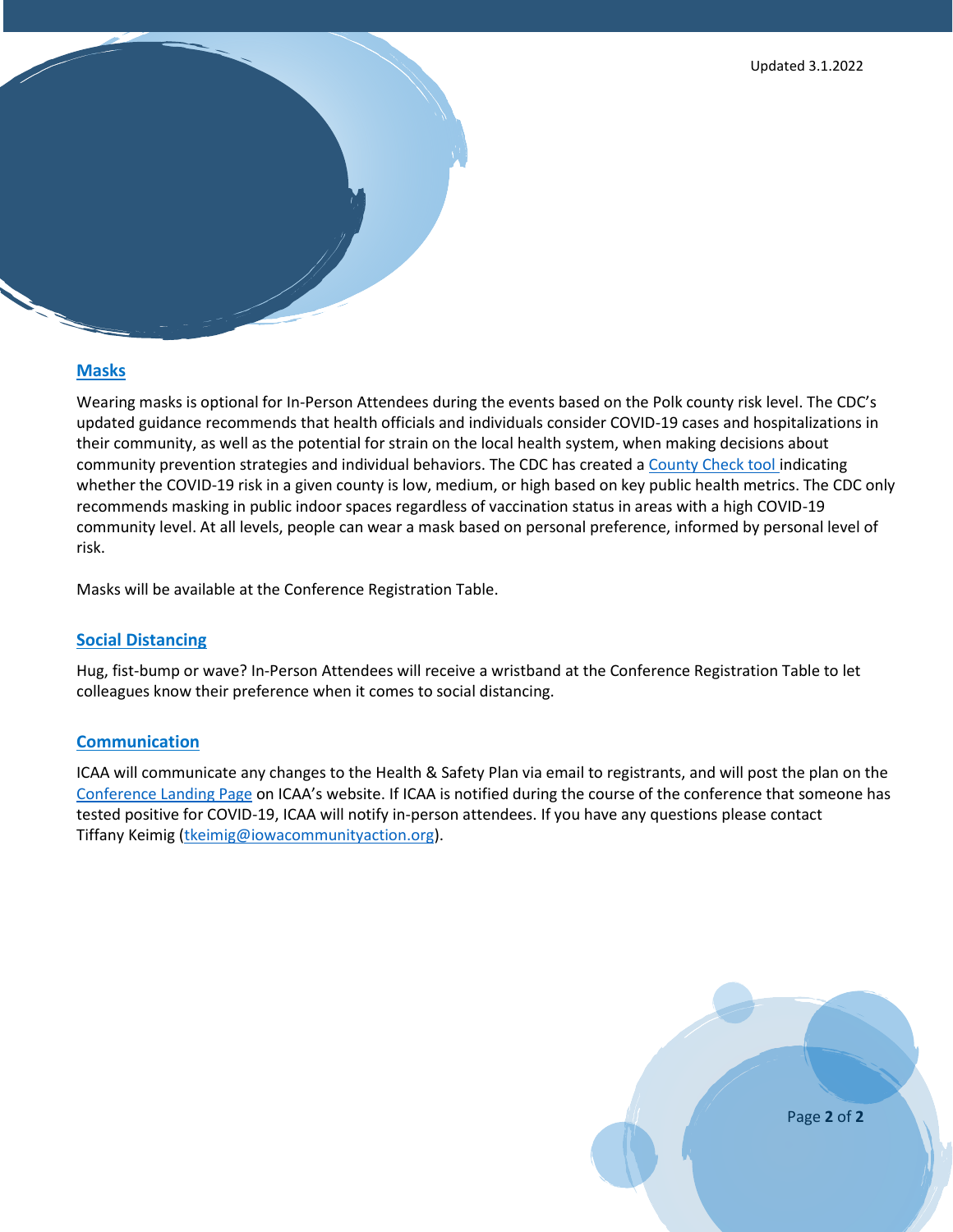Updated 3.1.2022

## Masks

Wearing masks is optional for In-Person Attendees during the events based on the Polk county risk level. The CDC's updated guidance recommends that health officials and individuals consider COVID-19 cases and hospitalizations in their community, as well as the potential for strain on the local health system, when making decisions about community prevention strategies and individual behaviors. The CDC has created a County Check tool indicating whether the COVID-19 risk in a given county is low, medium, or high based on key public health metrics. The CDC only recommends masking in public indoor spaces regardless of vaccination status in areas with a high COVID-19 community level. At all levels, people can wear a mask based on personal preference, informed by personal level of risk.

Masks will be available at the Conference Registration Table.

## Social Distancing

Hug, fist-bump or wave? In-Person Attendees will receive a wristband at the Conference Registration Table to let colleagues know their preference when it comes to social distancing.

## Communication

ICAA will communicate any changes to the Health & Safety Plan via email to registrants, and will post the plan on the Conference Landing Page on ICAA's website. If ICAA is notified during the course of the conference that someone has tested positive for COVID-19, ICAA will notify in-person attendees. If you have any questions please contact Tiffany Keimig (tkeimig@iowacommunityaction.org).